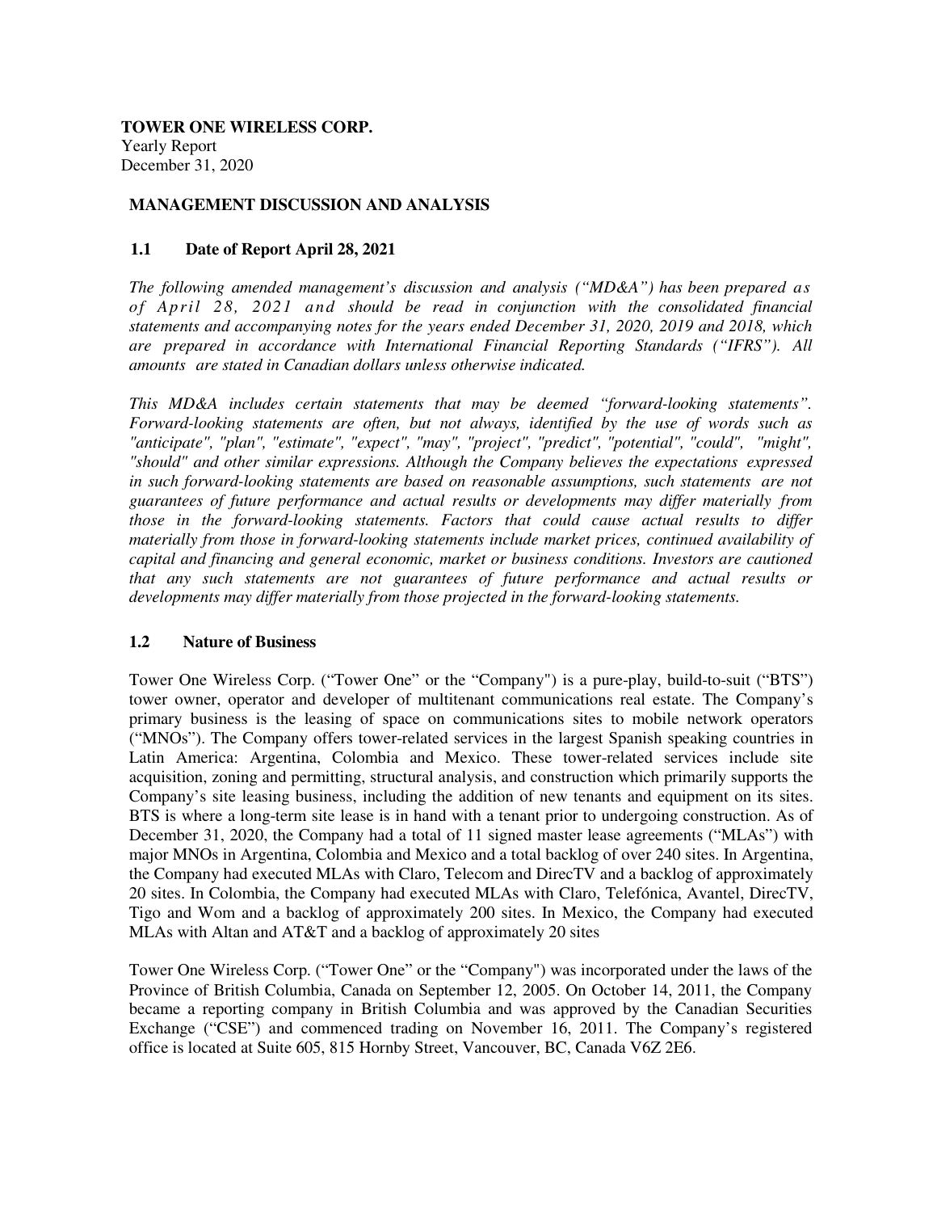**TOWER ONE WIRELESS CORP.**
Yearly Report
December 31, 2020

## MANAGEMENT DISCUSSION AND ANALYSIS

### 1.1 Date of Report April 28, 2021

*The following amended management's discussion and analysis ("MD&A") has been prepared as of April 28, 2021 and should be read in conjunction with the consolidated financial statements and accompanying notes for the years ended December 31, 2020, 2019 and 2018, which are prepared in accordance with International Financial Reporting Standards ("IFRS"). All amounts are stated in Canadian dollars unless otherwise indicated.*

*This MD&A includes certain statements that may be deemed "forward-looking statements". Forward-looking statements are often, but not always, identified by the use of words such as "anticipate", "plan", "estimate", "expect", "may", "project", "predict", "potential", "could", "might", "should" and other similar expressions. Although the Company believes the expectations expressed in such forward-looking statements are based on reasonable assumptions, such statements are not guarantees of future performance and actual results or developments may differ materially from those in the forward-looking statements. Factors that could cause actual results to differ materially from those in forward-looking statements include market prices, continued availability of capital and financing and general economic, market or business conditions. Investors are cautioned that any such statements are not guarantees of future performance and actual results or developments may differ materially from those projected in the forward-looking statements.*

### 1.2 Nature of Business

Tower One Wireless Corp. ("Tower One" or the "Company") is a pure-play, build-to-suit ("BTS") tower owner, operator and developer of multitenant communications real estate. The Company's primary business is the leasing of space on communications sites to mobile network operators ("MNOs"). The Company offers tower-related services in the largest Spanish speaking countries in Latin America: Argentina, Colombia and Mexico. These tower-related services include site acquisition, zoning and permitting, structural analysis, and construction which primarily supports the Company's site leasing business, including the addition of new tenants and equipment on its sites. BTS is where a long-term site lease is in hand with a tenant prior to undergoing construction. As of December 31, 2020, the Company had a total of 11 signed master lease agreements ("MLAs") with major MNOs in Argentina, Colombia and Mexico and a total backlog of over 240 sites. In Argentina, the Company had executed MLAs with Claro, Telecom and DirecTV and a backlog of approximately 20 sites. In Colombia, the Company had executed MLAs with Claro, Telefónica, Avantel, DirecTV, Tigo and Wom and a backlog of approximately 200 sites. In Mexico, the Company had executed MLAs with Altan and AT&T and a backlog of approximately 20 sites

Tower One Wireless Corp. ("Tower One" or the "Company") was incorporated under the laws of the Province of British Columbia, Canada on September 12, 2005. On October 14, 2011, the Company became a reporting company in British Columbia and was approved by the Canadian Securities Exchange ("CSE") and commenced trading on November 16, 2011. The Company's registered office is located at Suite 605, 815 Hornby Street, Vancouver, BC, Canada V6Z 2E6.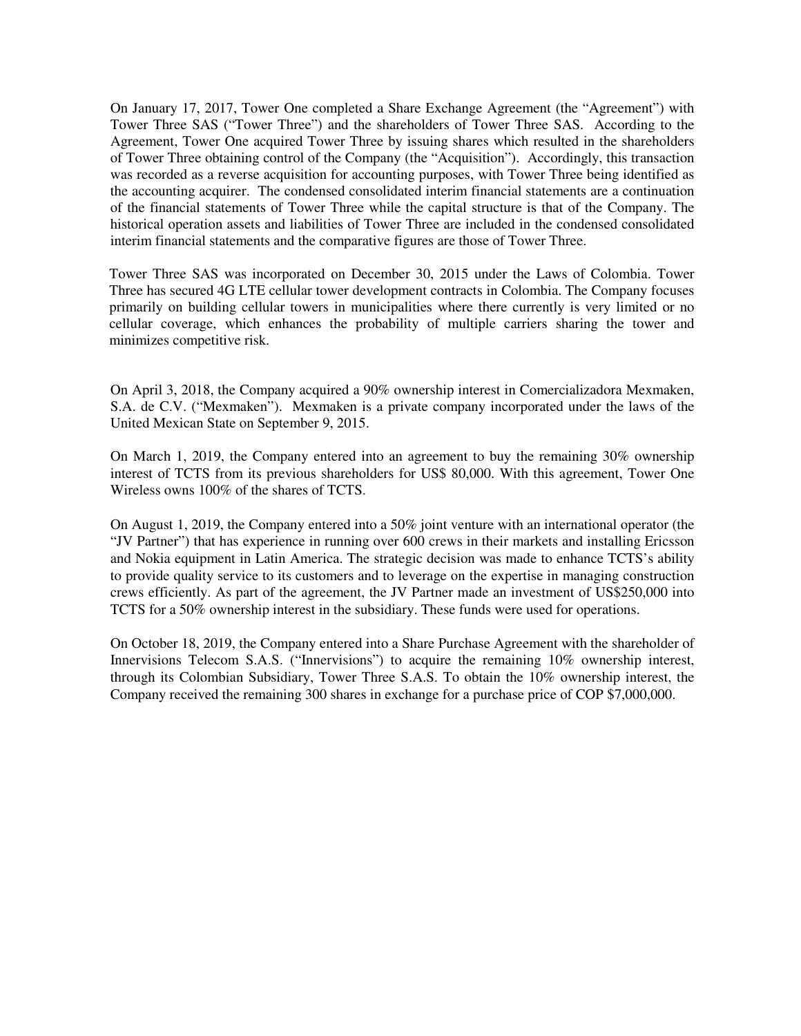On January 17, 2017, Tower One completed a Share Exchange Agreement (the "Agreement") with Tower Three SAS ("Tower Three") and the shareholders of Tower Three SAS. According to the Agreement, Tower One acquired Tower Three by issuing shares which resulted in the shareholders of Tower Three obtaining control of the Company (the "Acquisition"). Accordingly, this transaction was recorded as a reverse acquisition for accounting purposes, with Tower Three being identified as the accounting acquirer. The condensed consolidated interim financial statements are a continuation of the financial statements of Tower Three while the capital structure is that of the Company. The historical operation assets and liabilities of Tower Three are included in the condensed consolidated interim financial statements and the comparative figures are those of Tower Three.

Tower Three SAS was incorporated on December 30, 2015 under the Laws of Colombia. Tower Three has secured 4G LTE cellular tower development contracts in Colombia. The Company focuses primarily on building cellular towers in municipalities where there currently is very limited or no cellular coverage, which enhances the probability of multiple carriers sharing the tower and minimizes competitive risk.

On April 3, 2018, the Company acquired a 90% ownership interest in Comercializadora Mexmaken, S.A. de C.V. ("Mexmaken"). Mexmaken is a private company incorporated under the laws of the United Mexican State on September 9, 2015.

On March 1, 2019, the Company entered into an agreement to buy the remaining 30% ownership interest of TCTS from its previous shareholders for US$ 80,000. With this agreement, Tower One Wireless owns 100% of the shares of TCTS.

On August 1, 2019, the Company entered into a 50% joint venture with an international operator (the "JV Partner") that has experience in running over 600 crews in their markets and installing Ericsson and Nokia equipment in Latin America. The strategic decision was made to enhance TCTS's ability to provide quality service to its customers and to leverage on the expertise in managing construction crews efficiently. As part of the agreement, the JV Partner made an investment of US$250,000 into TCTS for a 50% ownership interest in the subsidiary. These funds were used for operations.

On October 18, 2019, the Company entered into a Share Purchase Agreement with the shareholder of Innervisions Telecom S.A.S. ("Innervisions") to acquire the remaining 10% ownership interest, through its Colombian Subsidiary, Tower Three S.A.S. To obtain the 10% ownership interest, the Company received the remaining 300 shares in exchange for a purchase price of COP $7,000,000.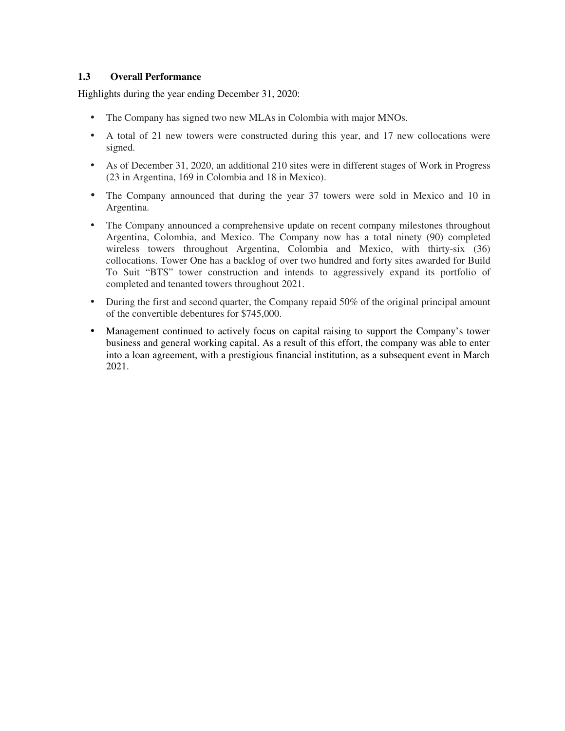### 1.3 Overall Performance

Highlights during the year ending December 31, 2020:

- The Company has signed two new MLAs in Colombia with major MNOs.
- A total of 21 new towers were constructed during this year, and 17 new collocations were signed.
- As of December 31, 2020, an additional 210 sites were in different stages of Work in Progress (23 in Argentina, 169 in Colombia and 18 in Mexico).
- The Company announced that during the year 37 towers were sold in Mexico and 10 in Argentina.
- The Company announced a comprehensive update on recent company milestones throughout Argentina, Colombia, and Mexico. The Company now has a total ninety (90) completed wireless towers throughout Argentina, Colombia and Mexico, with thirty-six (36) collocations. Tower One has a backlog of over two hundred and forty sites awarded for Build To Suit "BTS" tower construction and intends to aggressively expand its portfolio of completed and tenanted towers throughout 2021.
- During the first and second quarter, the Company repaid 50% of the original principal amount of the convertible debentures for $745,000.
- Management continued to actively focus on capital raising to support the Company's tower business and general working capital. As a result of this effort, the company was able to enter into a loan agreement, with a prestigious financial institution, as a subsequent event in March 2021.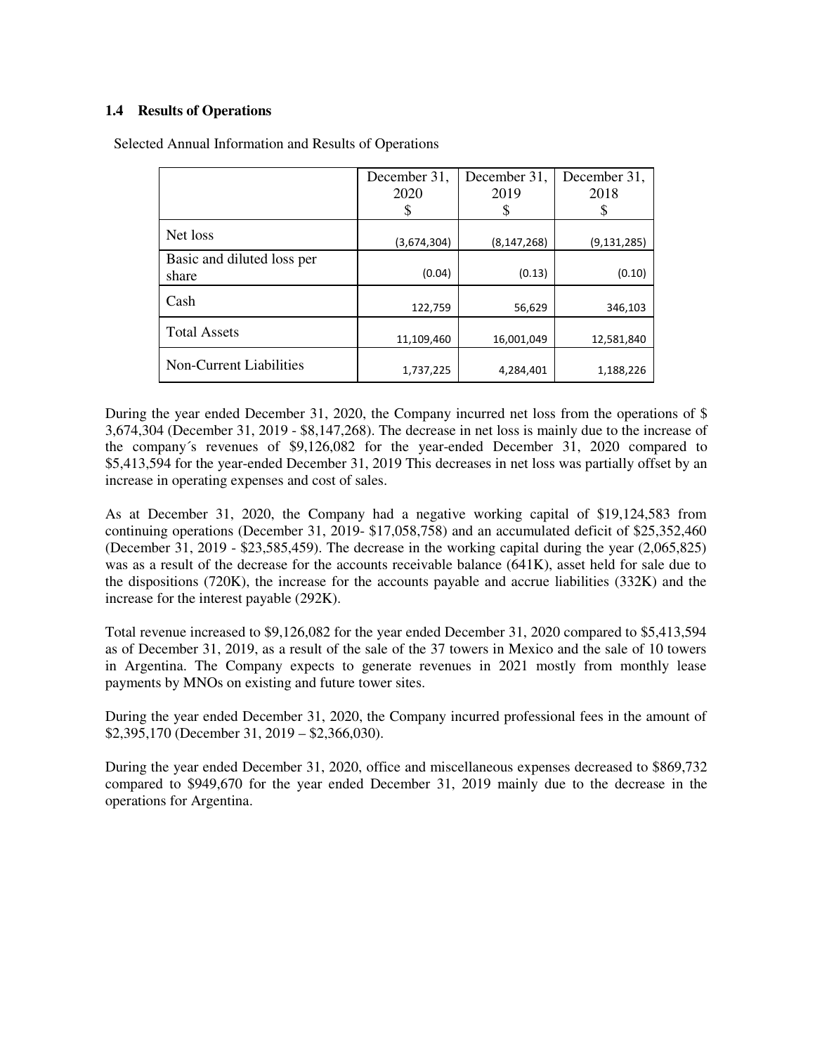### 1.4 Results of Operations

Selected Annual Information and Results of Operations

| | December 31, 2020 $ | December 31, 2019 $ | December 31, 2018 $ |
|---|---|---|---|
| Net loss | (3,674,304) | (8,147,268) | (9,131,285) |
| Basic and diluted loss per share | (0.04) | (0.13) | (0.10) |
| Cash | 122,759 | 56,629 | 346,103 |
| Total Assets | 11,109,460 | 16,001,049 | 12,581,840 |
| Non-Current Liabilities | 1,737,225 | 4,284,401 | 1,188,226 |

During the year ended December 31, 2020, the Company incurred net loss from the operations of $ 3,674,304 (December 31, 2019 - $8,147,268). The decrease in net loss is mainly due to the increase of the company´s revenues of $9,126,082 for the year-ended December 31, 2020 compared to $5,413,594 for the year-ended December 31, 2019 This decreases in net loss was partially offset by an increase in operating expenses and cost of sales.

As at December 31, 2020, the Company had a negative working capital of $19,124,583 from continuing operations (December 31, 2019- $17,058,758) and an accumulated deficit of $25,352,460 (December 31, 2019 - $23,585,459). The decrease in the working capital during the year (2,065,825) was as a result of the decrease for the accounts receivable balance (641K), asset held for sale due to the dispositions (720K), the increase for the accounts payable and accrue liabilities (332K) and the increase for the interest payable (292K).

Total revenue increased to $9,126,082 for the year ended December 31, 2020 compared to $5,413,594 as of December 31, 2019, as a result of the sale of the 37 towers in Mexico and the sale of 10 towers in Argentina. The Company expects to generate revenues in 2021 mostly from monthly lease payments by MNOs on existing and future tower sites.

During the year ended December 31, 2020, the Company incurred professional fees in the amount of $2,395,170 (December 31, 2019 – $2,366,030).

During the year ended December 31, 2020, office and miscellaneous expenses decreased to $869,732 compared to $949,670 for the year ended December 31, 2019 mainly due to the decrease in the operations for Argentina.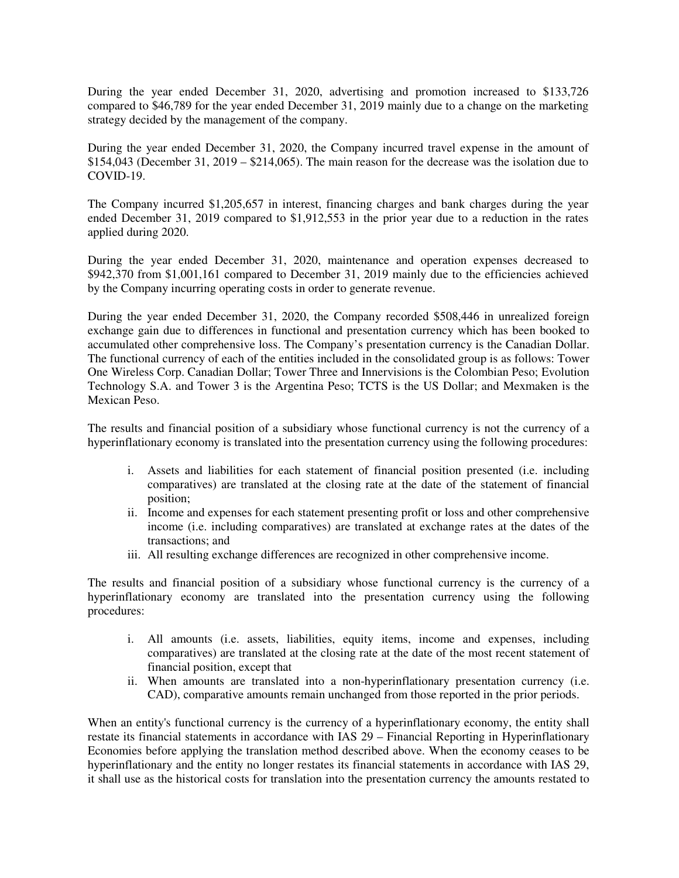During the year ended December 31, 2020, advertising and promotion increased to $133,726 compared to $46,789 for the year ended December 31, 2019 mainly due to a change on the marketing strategy decided by the management of the company.

During the year ended December 31, 2020, the Company incurred travel expense in the amount of $154,043 (December 31, 2019 – $214,065). The main reason for the decrease was the isolation due to COVID-19.

The Company incurred $1,205,657 in interest, financing charges and bank charges during the year ended December 31, 2019 compared to $1,912,553 in the prior year due to a reduction in the rates applied during 2020.

During the year ended December 31, 2020, maintenance and operation expenses decreased to $942,370 from $1,001,161 compared to December 31, 2019 mainly due to the efficiencies achieved by the Company incurring operating costs in order to generate revenue.

During the year ended December 31, 2020, the Company recorded $508,446 in unrealized foreign exchange gain due to differences in functional and presentation currency which has been booked to accumulated other comprehensive loss. The Company's presentation currency is the Canadian Dollar. The functional currency of each of the entities included in the consolidated group is as follows: Tower One Wireless Corp. Canadian Dollar; Tower Three and Innervisions is the Colombian Peso; Evolution Technology S.A. and Tower 3 is the Argentina Peso; TCTS is the US Dollar; and Mexmaken is the Mexican Peso.

The results and financial position of a subsidiary whose functional currency is not the currency of a hyperinflationary economy is translated into the presentation currency using the following procedures:

i. Assets and liabilities for each statement of financial position presented (i.e. including comparatives) are translated at the closing rate at the date of the statement of financial position;
ii. Income and expenses for each statement presenting profit or loss and other comprehensive income (i.e. including comparatives) are translated at exchange rates at the dates of the transactions; and
iii. All resulting exchange differences are recognized in other comprehensive income.

The results and financial position of a subsidiary whose functional currency is the currency of a hyperinflationary economy are translated into the presentation currency using the following procedures:

i. All amounts (i.e. assets, liabilities, equity items, income and expenses, including comparatives) are translated at the closing rate at the date of the most recent statement of financial position, except that
ii. When amounts are translated into a non-hyperinflationary presentation currency (i.e. CAD), comparative amounts remain unchanged from those reported in the prior periods.

When an entity's functional currency is the currency of a hyperinflationary economy, the entity shall restate its financial statements in accordance with IAS 29 – Financial Reporting in Hyperinflationary Economies before applying the translation method described above. When the economy ceases to be hyperinflationary and the entity no longer restates its financial statements in accordance with IAS 29, it shall use as the historical costs for translation into the presentation currency the amounts restated to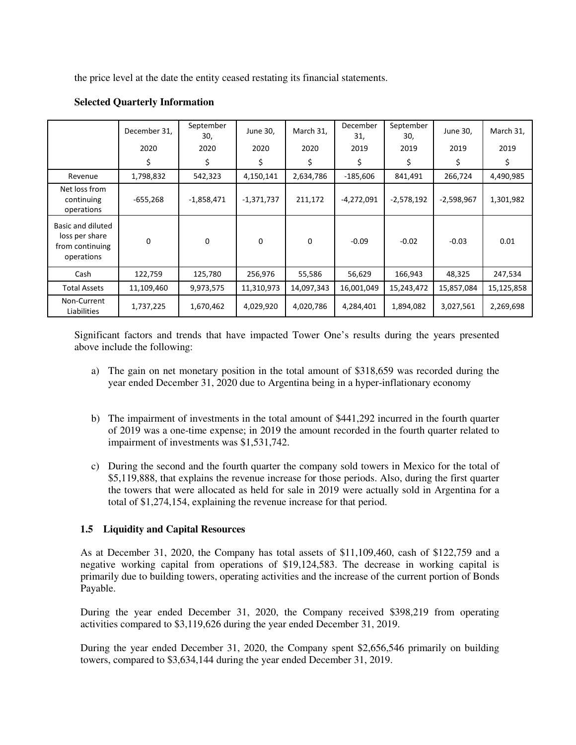the price level at the date the entity ceased restating its financial statements.

**Selected Quarterly Information**

| | December 31, 2020 | September 30, 2020 | June 30, 2020 | March 31, 2020 | December 31, 2019 | September 30, 2019 | June 30, 2019 | March 31, 2019 |
|---|---|---|---|---|---|---|---|---|
| | $ | $ | $ | $ | $ | $ | $ | $ |
| Revenue | 1,798,832 | 542,323 | 4,150,141 | 2,634,786 | -185,606 | 841,491 | 266,724 | 4,490,985 |
| Net loss from continuing operations | -655,268 | -1,858,471 | -1,371,737 | 211,172 | -4,272,091 | -2,578,192 | -2,598,967 | 1,301,982 |
| Basic and diluted loss per share from continuing operations | 0 | 0 | 0 | 0 | -0.09 | -0.02 | -0.03 | 0.01 |
| Cash | 122,759 | 125,780 | 256,976 | 55,586 | 56,629 | 166,943 | 48,325 | 247,534 |
| Total Assets | 11,109,460 | 9,973,575 | 11,310,973 | 14,097,343 | 16,001,049 | 15,243,472 | 15,857,084 | 15,125,858 |
| Non-Current Liabilities | 1,737,225 | 1,670,462 | 4,029,920 | 4,020,786 | 4,284,401 | 1,894,082 | 3,027,561 | 2,269,698 |

Significant factors and trends that have impacted Tower One's results during the years presented above include the following:

a) The gain on net monetary position in the total amount of $318,659 was recorded during the year ended December 31, 2020 due to Argentina being in a hyper-inflationary economy

b) The impairment of investments in the total amount of $441,292 incurred in the fourth quarter of 2019 was a one-time expense; in 2019 the amount recorded in the fourth quarter related to impairment of investments was $1,531,742.

c) During the second and the fourth quarter the company sold towers in Mexico for the total of $5,119,888, that explains the revenue increase for those periods. Also, during the first quarter the towers that were allocated as held for sale in 2019 were actually sold in Argentina for a total of $1,274,154, explaining the revenue increase for that period.

### 1.5 Liquidity and Capital Resources

As at December 31, 2020, the Company has total assets of $11,109,460, cash of $122,759 and a negative working capital from operations of $19,124,583. The decrease in working capital is primarily due to building towers, operating activities and the increase of the current portion of Bonds Payable.

During the year ended December 31, 2020, the Company received $398,219 from operating activities compared to $3,119,626 during the year ended December 31, 2019.

During the year ended December 31, 2020, the Company spent $2,656,546 primarily on building towers, compared to $3,634,144 during the year ended December 31, 2019.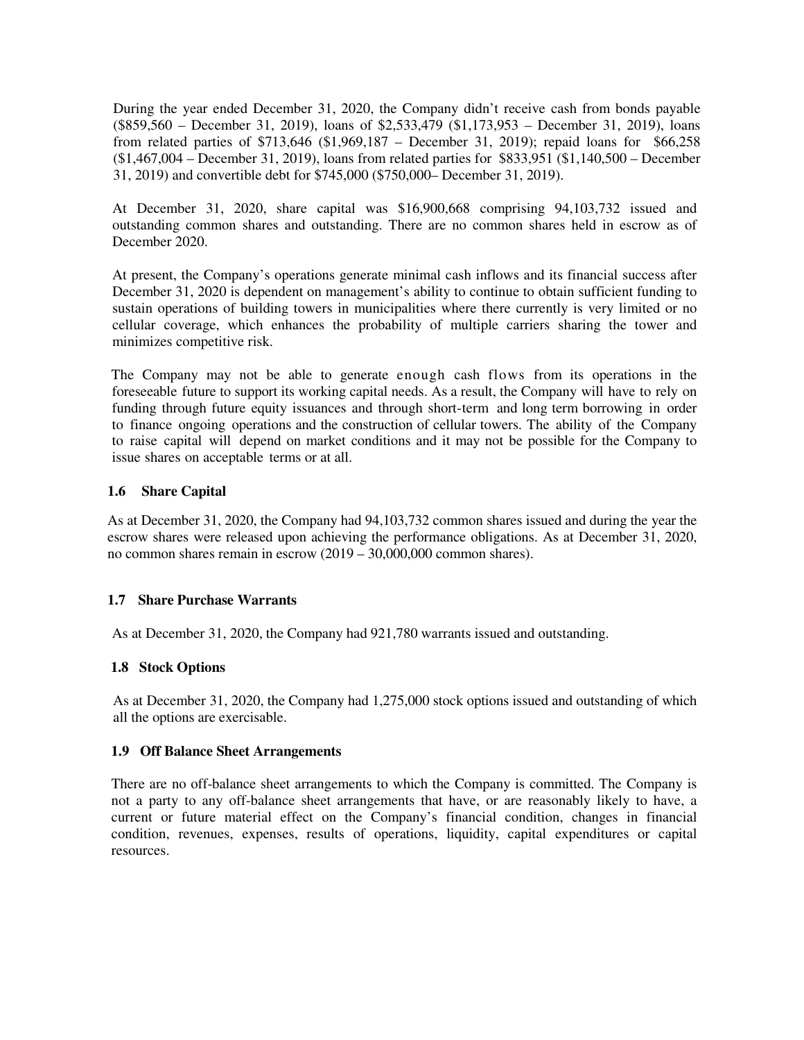During the year ended December 31, 2020, the Company didn't receive cash from bonds payable ($859,560 – December 31, 2019), loans of $2,533,479 ($1,173,953 – December 31, 2019), loans from related parties of $713,646 ($1,969,187 – December 31, 2019); repaid loans for $66,258 ($1,467,004 – December 31, 2019), loans from related parties for $833,951 ($1,140,500 – December 31, 2019) and convertible debt for $745,000 ($750,000– December 31, 2019).

At December 31, 2020, share capital was $16,900,668 comprising 94,103,732 issued and outstanding common shares and outstanding. There are no common shares held in escrow as of December 2020.

At present, the Company's operations generate minimal cash inflows and its financial success after December 31, 2020 is dependent on management's ability to continue to obtain sufficient funding to sustain operations of building towers in municipalities where there currently is very limited or no cellular coverage, which enhances the probability of multiple carriers sharing the tower and minimizes competitive risk.

The Company may not be able to generate enough cash flows from its operations in the foreseeable future to support its working capital needs. As a result, the Company will have to rely on funding through future equity issuances and through short-term and long term borrowing in order to finance ongoing operations and the construction of cellular towers. The ability of the Company to raise capital will depend on market conditions and it may not be possible for the Company to issue shares on acceptable terms or at all.

### 1.6 Share Capital

As at December 31, 2020, the Company had 94,103,732 common shares issued and during the year the escrow shares were released upon achieving the performance obligations. As at December 31, 2020, no common shares remain in escrow (2019 – 30,000,000 common shares).

### 1.7 Share Purchase Warrants

As at December 31, 2020, the Company had 921,780 warrants issued and outstanding.

### 1.8 Stock Options

As at December 31, 2020, the Company had 1,275,000 stock options issued and outstanding of which all the options are exercisable.

### 1.9 Off Balance Sheet Arrangements

There are no off-balance sheet arrangements to which the Company is committed. The Company is not a party to any off-balance sheet arrangements that have, or are reasonably likely to have, a current or future material effect on the Company's financial condition, changes in financial condition, revenues, expenses, results of operations, liquidity, capital expenditures or capital resources.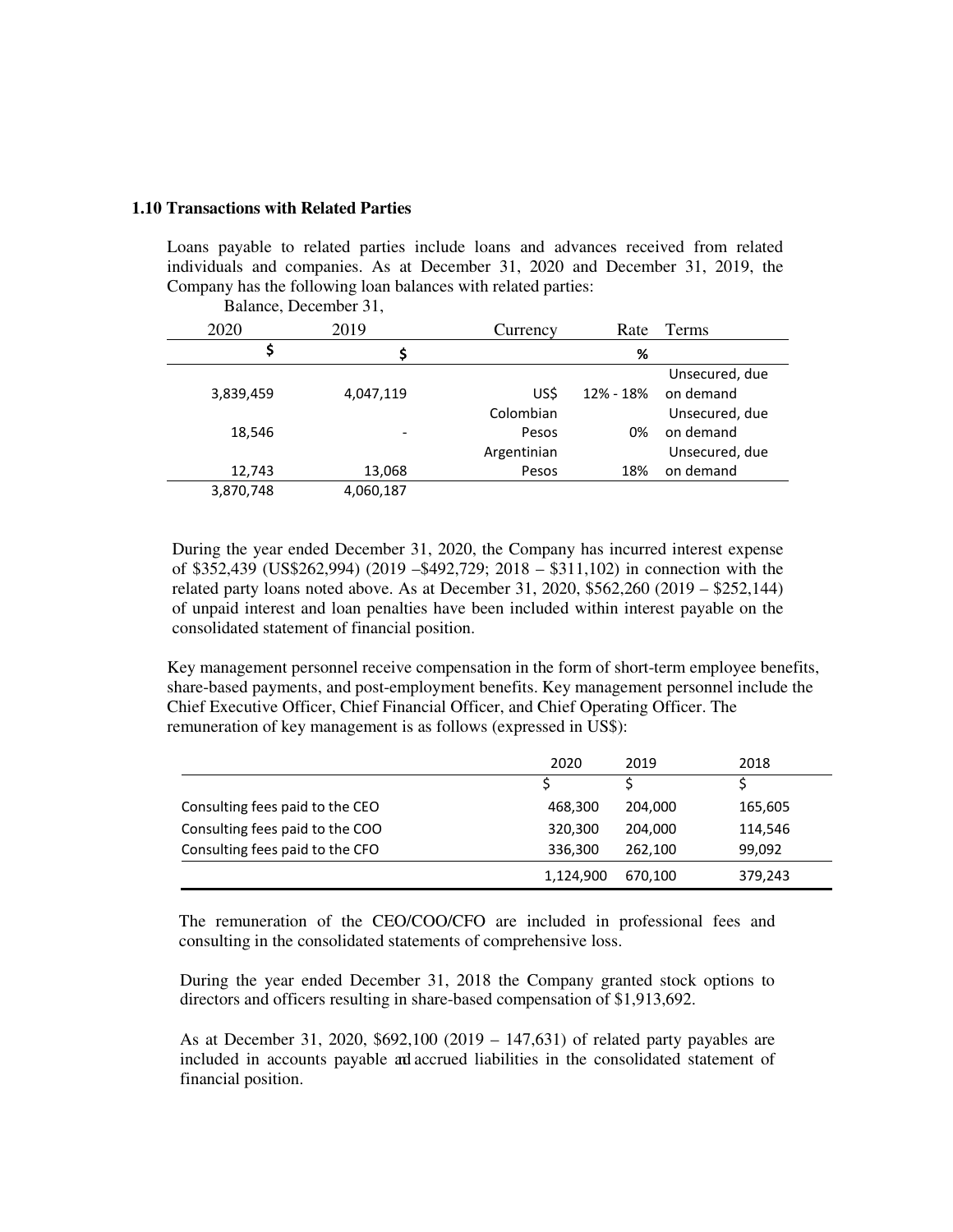### 1.10 Transactions with Related Parties

Loans payable to related parties include loans and advances received from related individuals and companies. As at December 31, 2020 and December 31, 2019, the Company has the following loan balances with related parties:

| Balance, December 31, | | | | |
|---|---|---|---|---|
| 2020 | 2019 | Currency | Rate | Terms |
| $ | $ | | % | |
| 3,839,459 | 4,047,119 | US$ | 12% - 18% | Unsecured, due on demand |
| 18,546 | - | Colombian Pesos | 0% | Unsecured, due on demand |
| 12,743 | 13,068 | Argentinian Pesos | 18% | Unsecured, due on demand |
| 3,870,748 | 4,060,187 | | | |

During the year ended December 31, 2020, the Company has incurred interest expense of $352,439 (US$262,994) (2019 –$492,729; 2018 – $311,102) in connection with the related party loans noted above. As at December 31, 2020, $562,260 (2019 – $252,144) of unpaid interest and loan penalties have been included within interest payable on the consolidated statement of financial position.

Key management personnel receive compensation in the form of short-term employee benefits, share-based payments, and post-employment benefits. Key management personnel include the Chief Executive Officer, Chief Financial Officer, and Chief Operating Officer. The remuneration of key management is as follows (expressed in US$):

| | 2020 | 2019 | 2018 |
|---|---|---|---|
| | $ | $ | $ |
| Consulting fees paid to the CEO | 468,300 | 204,000 | 165,605 |
| Consulting fees paid to the COO | 320,300 | 204,000 | 114,546 |
| Consulting fees paid to the CFO | 336,300 | 262,100 | 99,092 |
| | 1,124,900 | 670,100 | 379,243 |

The remuneration of the CEO/COO/CFO are included in professional fees and consulting in the consolidated statements of comprehensive loss.

During the year ended December 31, 2018 the Company granted stock options to directors and officers resulting in share-based compensation of $1,913,692.

As at December 31, 2020, $692,100 (2019 – 147,631) of related party payables are included in accounts payable and accrued liabilities in the consolidated statement of financial position.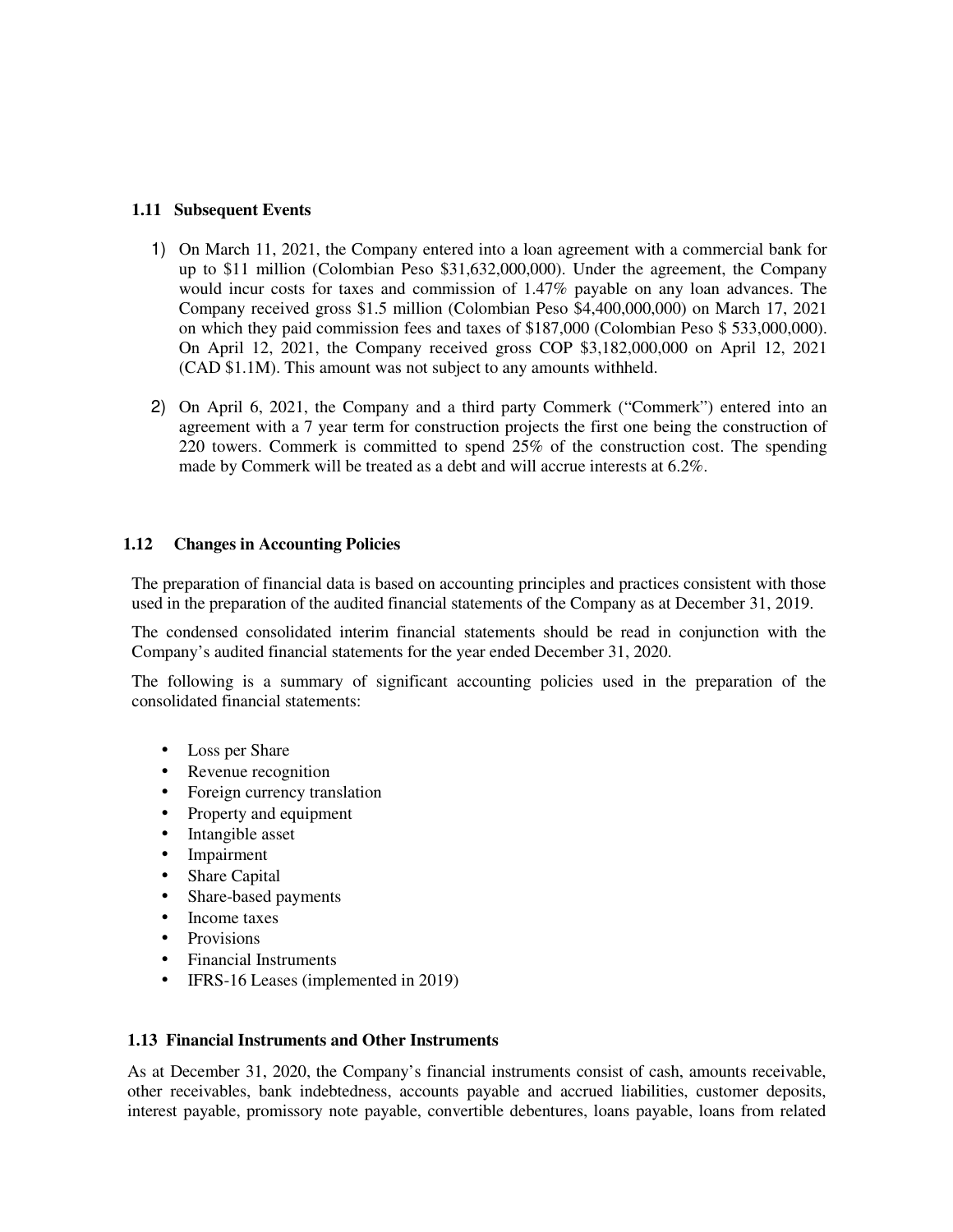### 1.11 Subsequent Events

1) On March 11, 2021, the Company entered into a loan agreement with a commercial bank for up to $11 million (Colombian Peso $31,632,000,000). Under the agreement, the Company would incur costs for taxes and commission of 1.47% payable on any loan advances. The Company received gross $1.5 million (Colombian Peso $4,400,000,000) on March 17, 2021 on which they paid commission fees and taxes of $187,000 (Colombian Peso $ 533,000,000). On April 12, 2021, the Company received gross COP $3,182,000,000 on April 12, 2021 (CAD $1.1M). This amount was not subject to any amounts withheld.

2) On April 6, 2021, the Company and a third party Commerk ("Commerk") entered into an agreement with a 7 year term for construction projects the first one being the construction of 220 towers. Commerk is committed to spend 25% of the construction cost. The spending made by Commerk will be treated as a debt and will accrue interests at 6.2%.

### 1.12 Changes in Accounting Policies

The preparation of financial data is based on accounting principles and practices consistent with those used in the preparation of the audited financial statements of the Company as at December 31, 2019.

The condensed consolidated interim financial statements should be read in conjunction with the Company's audited financial statements for the year ended December 31, 2020.

The following is a summary of significant accounting policies used in the preparation of the consolidated financial statements:

- Loss per Share
- Revenue recognition
- Foreign currency translation
- Property and equipment
- Intangible asset
- Impairment
- Share Capital
- Share-based payments
- Income taxes
- Provisions
- Financial Instruments
- IFRS-16 Leases (implemented in 2019)

### 1.13 Financial Instruments and Other Instruments

As at December 31, 2020, the Company's financial instruments consist of cash, amounts receivable, other receivables, bank indebtedness, accounts payable and accrued liabilities, customer deposits, interest payable, promissory note payable, convertible debentures, loans payable, loans from related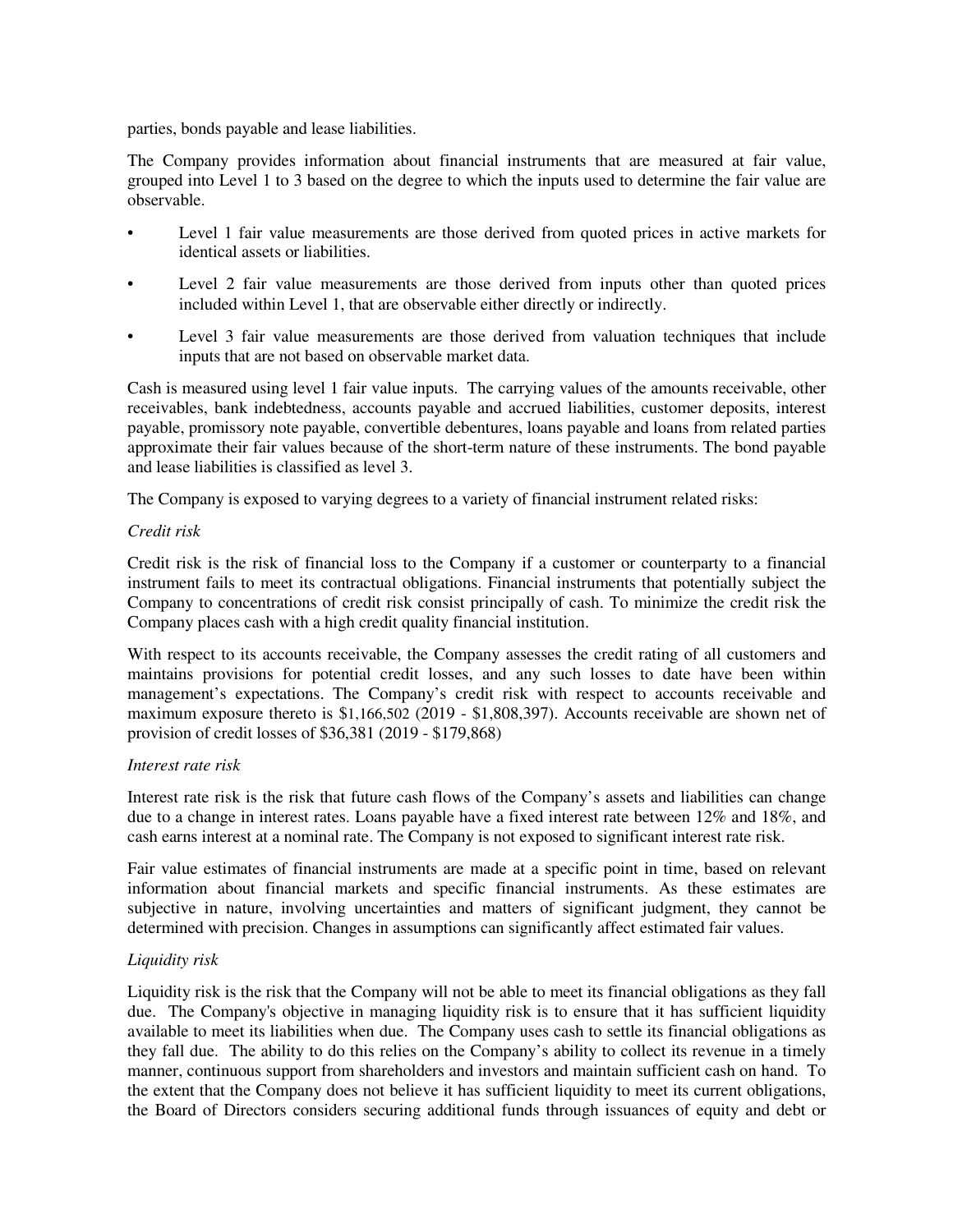parties, bonds payable and lease liabilities.

The Company provides information about financial instruments that are measured at fair value, grouped into Level 1 to 3 based on the degree to which the inputs used to determine the fair value are observable.

- Level 1 fair value measurements are those derived from quoted prices in active markets for identical assets or liabilities.
- Level 2 fair value measurements are those derived from inputs other than quoted prices included within Level 1, that are observable either directly or indirectly.
- Level 3 fair value measurements are those derived from valuation techniques that include inputs that are not based on observable market data.

Cash is measured using level 1 fair value inputs. The carrying values of the amounts receivable, other receivables, bank indebtedness, accounts payable and accrued liabilities, customer deposits, interest payable, promissory note payable, convertible debentures, loans payable and loans from related parties approximate their fair values because of the short-term nature of these instruments. The bond payable and lease liabilities is classified as level 3.

The Company is exposed to varying degrees to a variety of financial instrument related risks:

*Credit risk*

Credit risk is the risk of financial loss to the Company if a customer or counterparty to a financial instrument fails to meet its contractual obligations. Financial instruments that potentially subject the Company to concentrations of credit risk consist principally of cash. To minimize the credit risk the Company places cash with a high credit quality financial institution.

With respect to its accounts receivable, the Company assesses the credit rating of all customers and maintains provisions for potential credit losses, and any such losses to date have been within management's expectations. The Company's credit risk with respect to accounts receivable and maximum exposure thereto is $1,166,502 (2019 - $1,808,397). Accounts receivable are shown net of provision of credit losses of $36,381 (2019 - $179,868)

*Interest rate risk*

Interest rate risk is the risk that future cash flows of the Company's assets and liabilities can change due to a change in interest rates. Loans payable have a fixed interest rate between 12% and 18%, and cash earns interest at a nominal rate. The Company is not exposed to significant interest rate risk.

Fair value estimates of financial instruments are made at a specific point in time, based on relevant information about financial markets and specific financial instruments. As these estimates are subjective in nature, involving uncertainties and matters of significant judgment, they cannot be determined with precision. Changes in assumptions can significantly affect estimated fair values.

*Liquidity risk*

Liquidity risk is the risk that the Company will not be able to meet its financial obligations as they fall due. The Company's objective in managing liquidity risk is to ensure that it has sufficient liquidity available to meet its liabilities when due. The Company uses cash to settle its financial obligations as they fall due. The ability to do this relies on the Company's ability to collect its revenue in a timely manner, continuous support from shareholders and investors and maintain sufficient cash on hand. To the extent that the Company does not believe it has sufficient liquidity to meet its current obligations, the Board of Directors considers securing additional funds through issuances of equity and debt or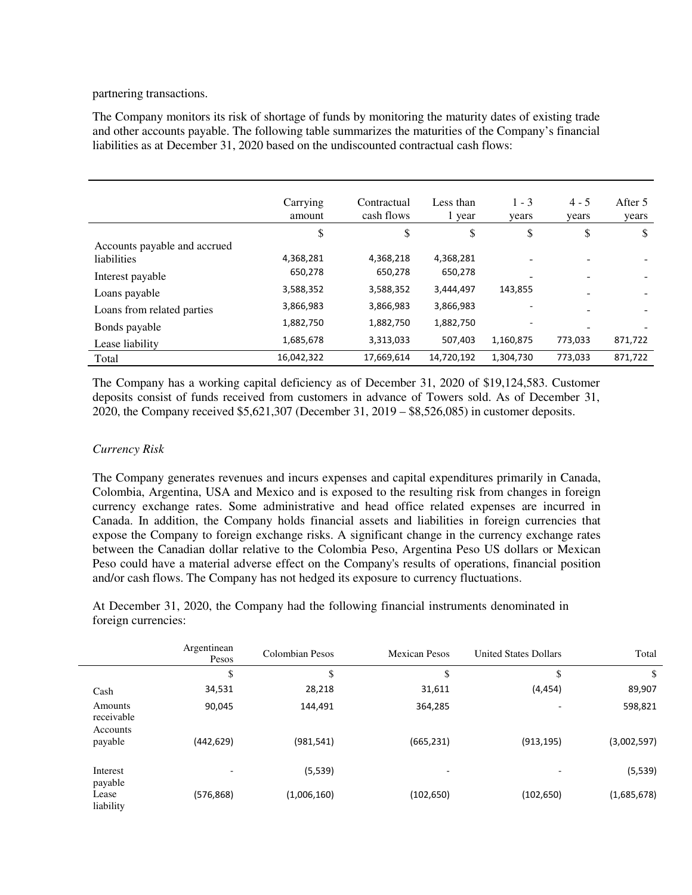partnering transactions.

The Company monitors its risk of shortage of funds by monitoring the maturity dates of existing trade and other accounts payable. The following table summarizes the maturities of the Company's financial liabilities as at December 31, 2020 based on the undiscounted contractual cash flows:

| | Carrying amount | Contractual cash flows | Less than 1 year | 1 - 3 years | 4 - 5 years | After 5 years |
|---|---|---|---|---|---|---|
| | $ | $ | $ | $ | $ | $ |
| Accounts payable and accrued liabilities | 4,368,281 | 4,368,218 | 4,368,281 | - | - | - |
| Interest payable | 650,278 | 650,278 | 650,278 | - | - | - |
| Loans payable | 3,588,352 | 3,588,352 | 3,444,497 | 143,855 | - | - |
| Loans from related parties | 3,866,983 | 3,866,983 | 3,866,983 | - | - | - |
| Bonds payable | 1,882,750 | 1,882,750 | 1,882,750 | - | - | - |
| Lease liability | 1,685,678 | 3,313,033 | 507,403 | 1,160,875 | 773,033 | 871,722 |
| Total | 16,042,322 | 17,669,614 | 14,720,192 | 1,304,730 | 773,033 | 871,722 |

The Company has a working capital deficiency as of December 31, 2020 of $19,124,583. Customer deposits consist of funds received from customers in advance of Towers sold. As of December 31, 2020, the Company received $5,621,307 (December 31, 2019 – $8,526,085) in customer deposits.

*Currency Risk*

The Company generates revenues and incurs expenses and capital expenditures primarily in Canada, Colombia, Argentina, USA and Mexico and is exposed to the resulting risk from changes in foreign currency exchange rates. Some administrative and head office related expenses are incurred in Canada. In addition, the Company holds financial assets and liabilities in foreign currencies that expose the Company to foreign exchange risks. A significant change in the currency exchange rates between the Canadian dollar relative to the Colombia Peso, Argentina Peso US dollars or Mexican Peso could have a material adverse effect on the Company's results of operations, financial position and/or cash flows. The Company has not hedged its exposure to currency fluctuations.

At December 31, 2020, the Company had the following financial instruments denominated in foreign currencies:

| | Argentinean Pesos | Colombian Pesos | Mexican Pesos | United States Dollars | Total |
|---|---|---|---|---|---|
| | $ | $ | $ | $ | $ |
| Cash | 34,531 | 28,218 | 31,611 | (4,454) | 89,907 |
| Amounts receivable | 90,045 | 144,491 | 364,285 | - | 598,821 |
| Accounts payable | (442,629) | (981,541) | (665,231) | (913,195) | (3,002,597) |
| Interest payable | - | (5,539) | - | - | (5,539) |
| Lease liability | (576,868) | (1,006,160) | (102,650) | (102,650) | (1,685,678) |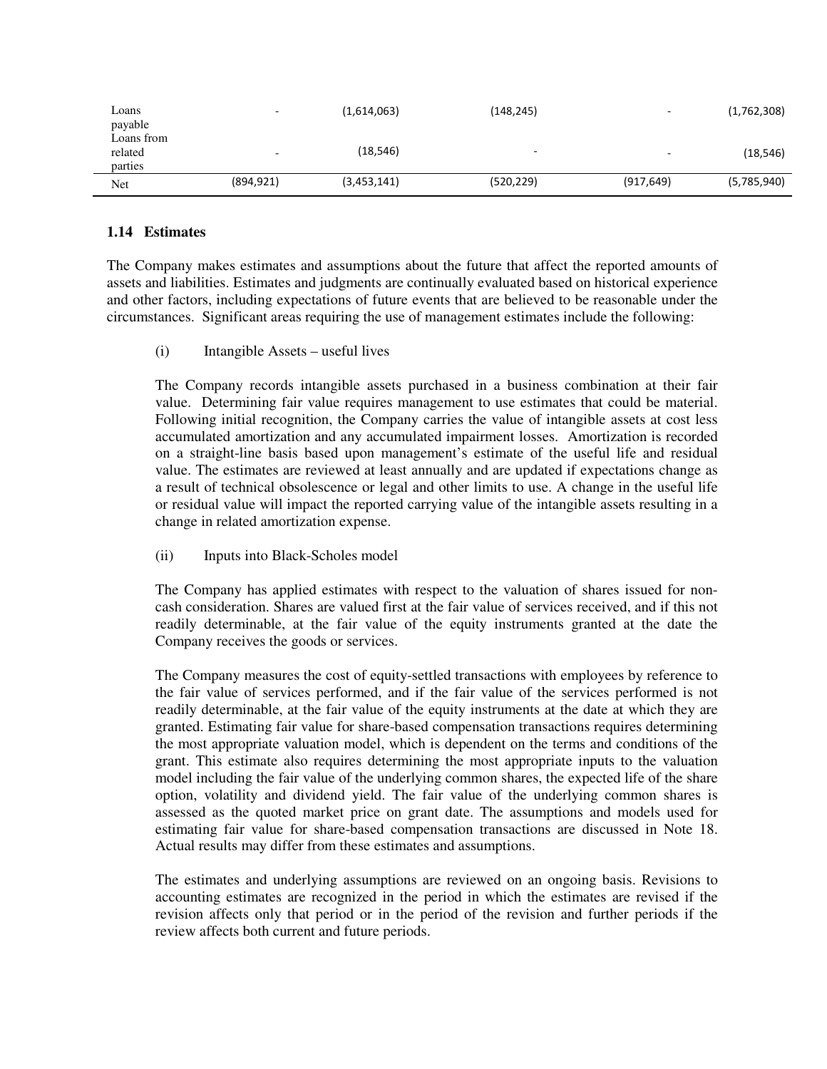| | | | | | |
|---|---|---|---|---|---|
| Loans payable | - | (1,614,063) | (148,245) | - | (1,762,308) |
| Loans from related parties | - | (18,546) | - | - | (18,546) |
| Net | (894,921) | (3,453,141) | (520,229) | (917,649) | (5,785,940) |

### 1.14 Estimates

The Company makes estimates and assumptions about the future that affect the reported amounts of assets and liabilities. Estimates and judgments are continually evaluated based on historical experience and other factors, including expectations of future events that are believed to be reasonable under the circumstances. Significant areas requiring the use of management estimates include the following:

(i) Intangible Assets – useful lives

The Company records intangible assets purchased in a business combination at their fair value. Determining fair value requires management to use estimates that could be material. Following initial recognition, the Company carries the value of intangible assets at cost less accumulated amortization and any accumulated impairment losses. Amortization is recorded on a straight-line basis based upon management's estimate of the useful life and residual value. The estimates are reviewed at least annually and are updated if expectations change as a result of technical obsolescence or legal and other limits to use. A change in the useful life or residual value will impact the reported carrying value of the intangible assets resulting in a change in related amortization expense.

(ii) Inputs into Black-Scholes model

The Company has applied estimates with respect to the valuation of shares issued for non-cash consideration. Shares are valued first at the fair value of services received, and if this not readily determinable, at the fair value of the equity instruments granted at the date the Company receives the goods or services.

The Company measures the cost of equity-settled transactions with employees by reference to the fair value of services performed, and if the fair value of the services performed is not readily determinable, at the fair value of the equity instruments at the date at which they are granted. Estimating fair value for share-based compensation transactions requires determining the most appropriate valuation model, which is dependent on the terms and conditions of the grant. This estimate also requires determining the most appropriate inputs to the valuation model including the fair value of the underlying common shares, the expected life of the share option, volatility and dividend yield. The fair value of the underlying common shares is assessed as the quoted market price on grant date. The assumptions and models used for estimating fair value for share-based compensation transactions are discussed in Note 18. Actual results may differ from these estimates and assumptions.

The estimates and underlying assumptions are reviewed on an ongoing basis. Revisions to accounting estimates are recognized in the period in which the estimates are revised if the revision affects only that period or in the period of the revision and further periods if the review affects both current and future periods.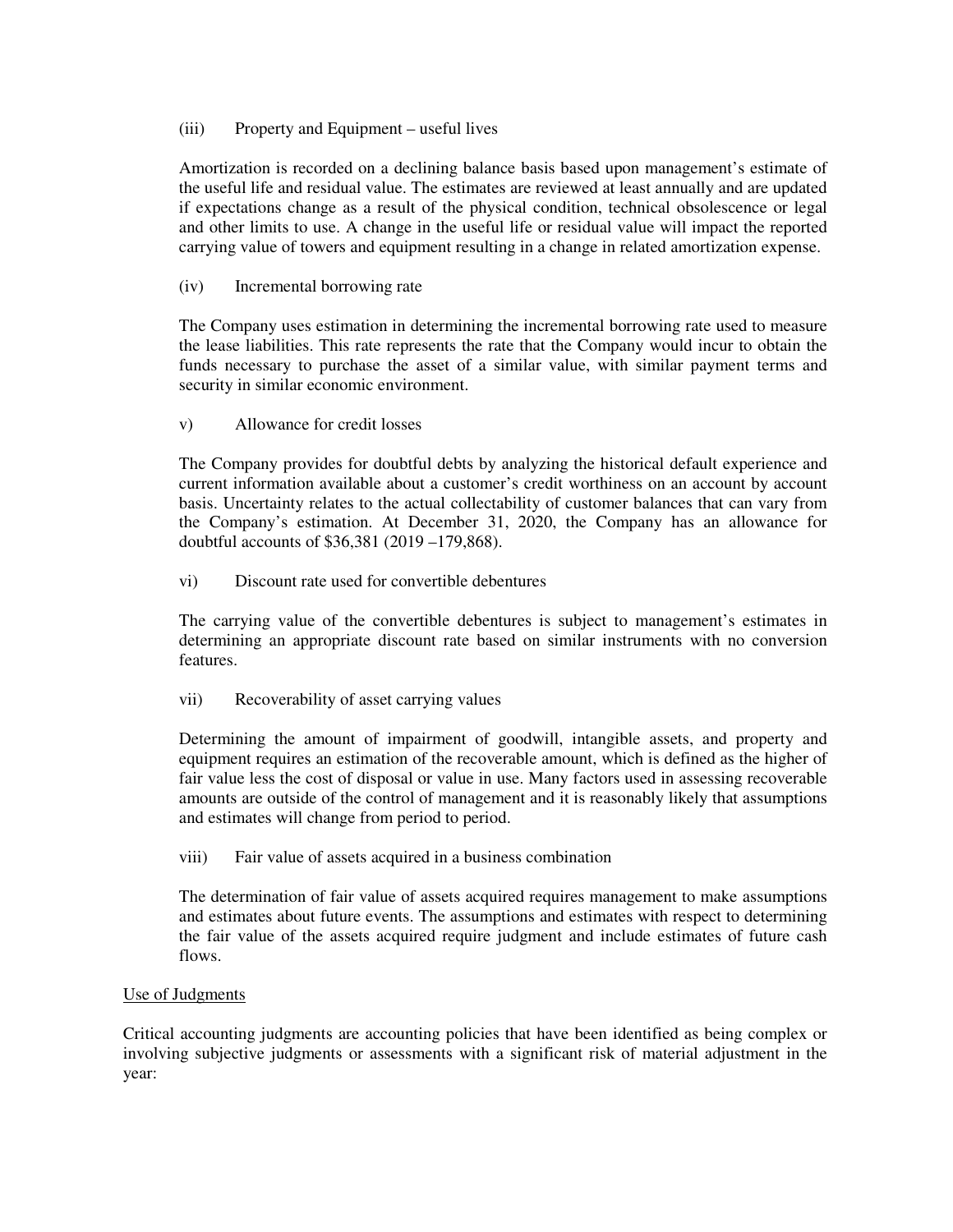(iii) Property and Equipment – useful lives

Amortization is recorded on a declining balance basis based upon management's estimate of the useful life and residual value. The estimates are reviewed at least annually and are updated if expectations change as a result of the physical condition, technical obsolescence or legal and other limits to use. A change in the useful life or residual value will impact the reported carrying value of towers and equipment resulting in a change in related amortization expense.

(iv) Incremental borrowing rate

The Company uses estimation in determining the incremental borrowing rate used to measure the lease liabilities. This rate represents the rate that the Company would incur to obtain the funds necessary to purchase the asset of a similar value, with similar payment terms and security in similar economic environment.

v) Allowance for credit losses

The Company provides for doubtful debts by analyzing the historical default experience and current information available about a customer's credit worthiness on an account by account basis. Uncertainty relates to the actual collectability of customer balances that can vary from the Company's estimation. At December 31, 2020, the Company has an allowance for doubtful accounts of $36,381 (2019 –179,868).

vi) Discount rate used for convertible debentures

The carrying value of the convertible debentures is subject to management's estimates in determining an appropriate discount rate based on similar instruments with no conversion features.

vii) Recoverability of asset carrying values

Determining the amount of impairment of goodwill, intangible assets, and property and equipment requires an estimation of the recoverable amount, which is defined as the higher of fair value less the cost of disposal or value in use. Many factors used in assessing recoverable amounts are outside of the control of management and it is reasonably likely that assumptions and estimates will change from period to period.

viii) Fair value of assets acquired in a business combination

The determination of fair value of assets acquired requires management to make assumptions and estimates about future events. The assumptions and estimates with respect to determining the fair value of the assets acquired require judgment and include estimates of future cash flows.

<u>Use of Judgments</u>

Critical accounting judgments are accounting policies that have been identified as being complex or involving subjective judgments or assessments with a significant risk of material adjustment in the year: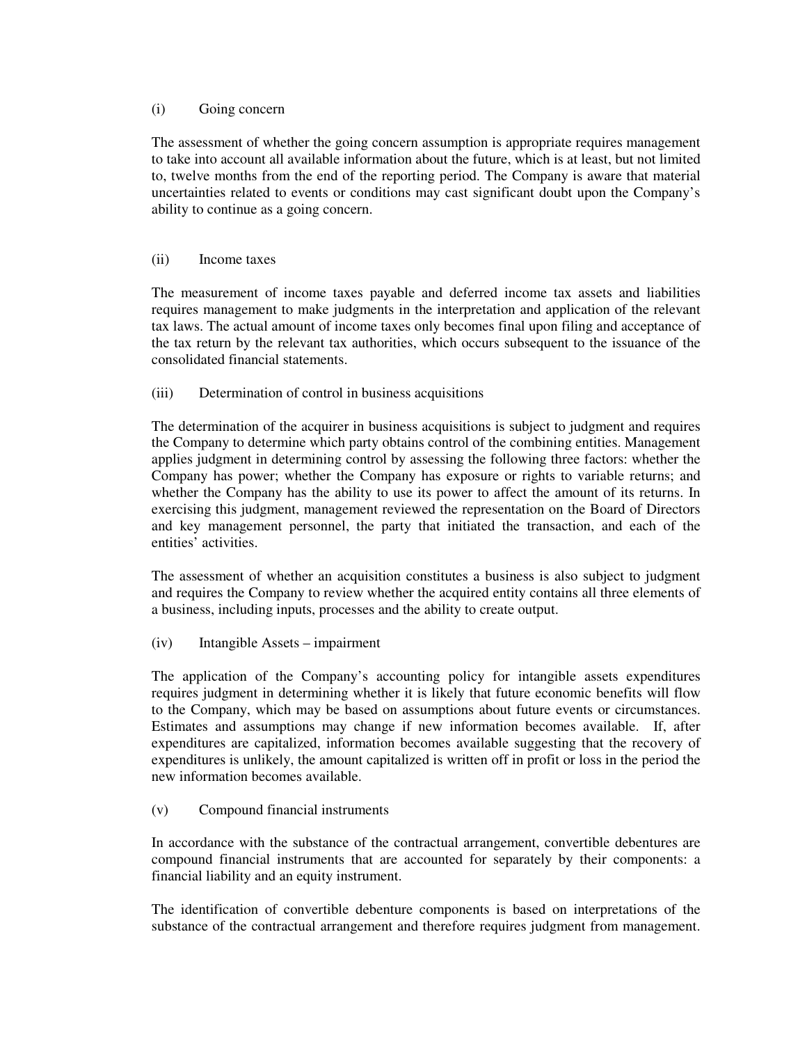(i) Going concern

The assessment of whether the going concern assumption is appropriate requires management to take into account all available information about the future, which is at least, but not limited to, twelve months from the end of the reporting period. The Company is aware that material uncertainties related to events or conditions may cast significant doubt upon the Company's ability to continue as a going concern.

(ii) Income taxes

The measurement of income taxes payable and deferred income tax assets and liabilities requires management to make judgments in the interpretation and application of the relevant tax laws. The actual amount of income taxes only becomes final upon filing and acceptance of the tax return by the relevant tax authorities, which occurs subsequent to the issuance of the consolidated financial statements.

(iii) Determination of control in business acquisitions

The determination of the acquirer in business acquisitions is subject to judgment and requires the Company to determine which party obtains control of the combining entities. Management applies judgment in determining control by assessing the following three factors: whether the Company has power; whether the Company has exposure or rights to variable returns; and whether the Company has the ability to use its power to affect the amount of its returns. In exercising this judgment, management reviewed the representation on the Board of Directors and key management personnel, the party that initiated the transaction, and each of the entities' activities.

The assessment of whether an acquisition constitutes a business is also subject to judgment and requires the Company to review whether the acquired entity contains all three elements of a business, including inputs, processes and the ability to create output.

(iv) Intangible Assets – impairment

The application of the Company's accounting policy for intangible assets expenditures requires judgment in determining whether it is likely that future economic benefits will flow to the Company, which may be based on assumptions about future events or circumstances. Estimates and assumptions may change if new information becomes available. If, after expenditures are capitalized, information becomes available suggesting that the recovery of expenditures is unlikely, the amount capitalized is written off in profit or loss in the period the new information becomes available.

(v) Compound financial instruments

In accordance with the substance of the contractual arrangement, convertible debentures are compound financial instruments that are accounted for separately by their components: a financial liability and an equity instrument.

The identification of convertible debenture components is based on interpretations of the substance of the contractual arrangement and therefore requires judgment from management.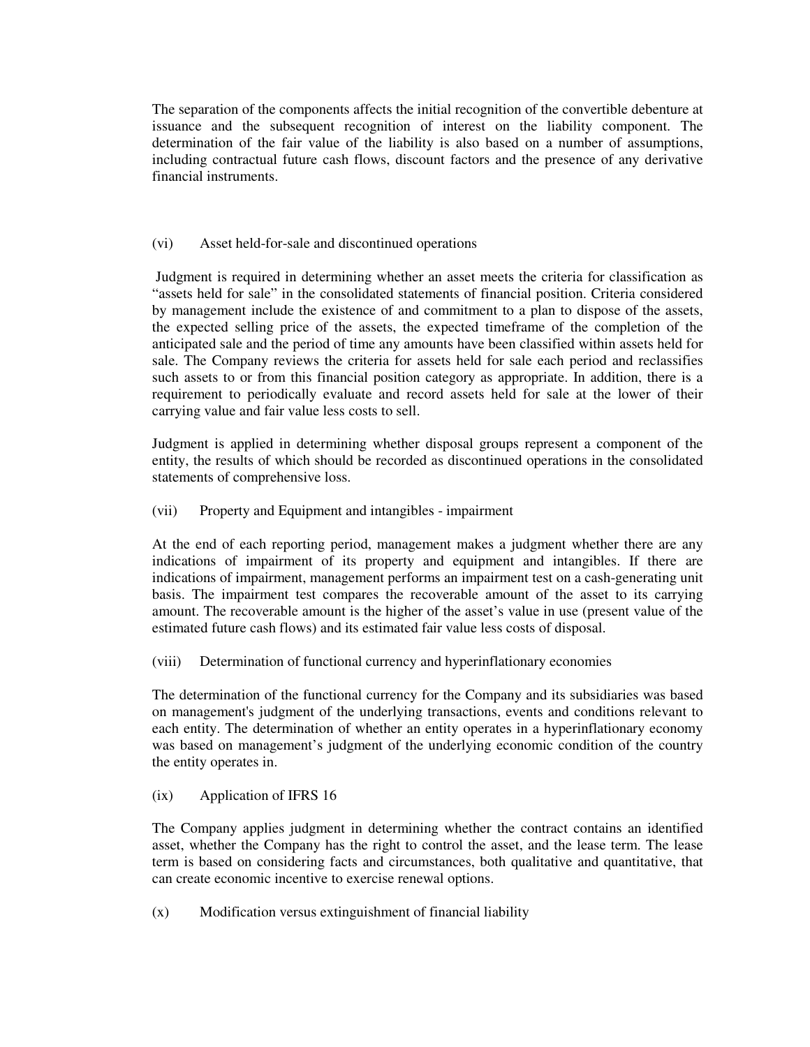The separation of the components affects the initial recognition of the convertible debenture at issuance and the subsequent recognition of interest on the liability component. The determination of the fair value of the liability is also based on a number of assumptions, including contractual future cash flows, discount factors and the presence of any derivative financial instruments.

(vi) Asset held-for-sale and discontinued operations

Judgment is required in determining whether an asset meets the criteria for classification as "assets held for sale" in the consolidated statements of financial position. Criteria considered by management include the existence of and commitment to a plan to dispose of the assets, the expected selling price of the assets, the expected timeframe of the completion of the anticipated sale and the period of time any amounts have been classified within assets held for sale. The Company reviews the criteria for assets held for sale each period and reclassifies such assets to or from this financial position category as appropriate. In addition, there is a requirement to periodically evaluate and record assets held for sale at the lower of their carrying value and fair value less costs to sell.

Judgment is applied in determining whether disposal groups represent a component of the entity, the results of which should be recorded as discontinued operations in the consolidated statements of comprehensive loss.

(vii) Property and Equipment and intangibles - impairment

At the end of each reporting period, management makes a judgment whether there are any indications of impairment of its property and equipment and intangibles. If there are indications of impairment, management performs an impairment test on a cash-generating unit basis. The impairment test compares the recoverable amount of the asset to its carrying amount. The recoverable amount is the higher of the asset's value in use (present value of the estimated future cash flows) and its estimated fair value less costs of disposal.

(viii) Determination of functional currency and hyperinflationary economies

The determination of the functional currency for the Company and its subsidiaries was based on management's judgment of the underlying transactions, events and conditions relevant to each entity. The determination of whether an entity operates in a hyperinflationary economy was based on management's judgment of the underlying economic condition of the country the entity operates in.

(ix) Application of IFRS 16

The Company applies judgment in determining whether the contract contains an identified asset, whether the Company has the right to control the asset, and the lease term. The lease term is based on considering facts and circumstances, both qualitative and quantitative, that can create economic incentive to exercise renewal options.

(x) Modification versus extinguishment of financial liability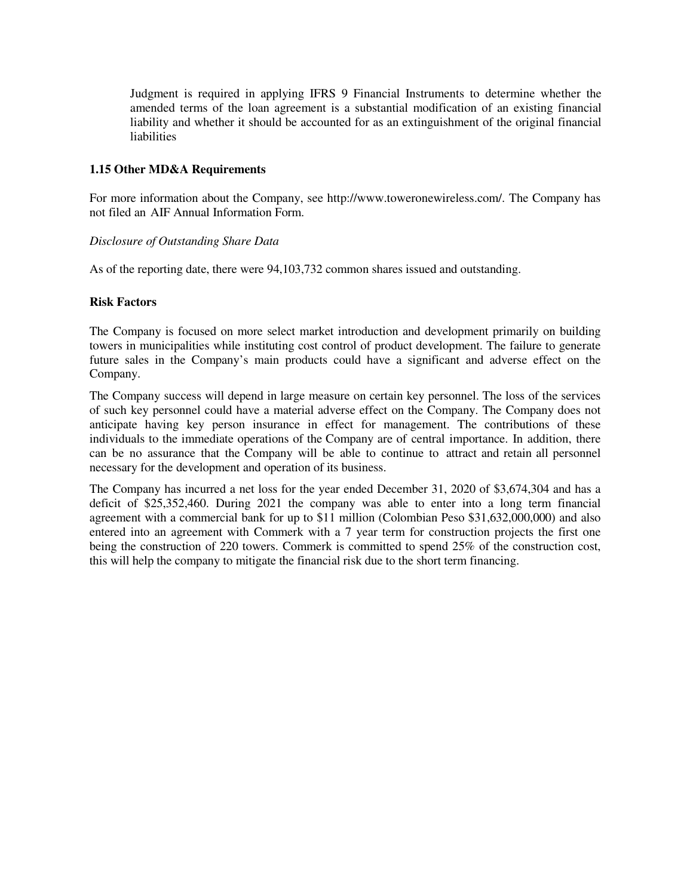Judgment is required in applying IFRS 9 Financial Instruments to determine whether the amended terms of the loan agreement is a substantial modification of an existing financial liability and whether it should be accounted for as an extinguishment of the original financial liabilities

### 1.15 Other MD&A Requirements

For more information about the Company, see http://www.toweronewireless.com/. The Company has not filed an AIF Annual Information Form.

*Disclosure of Outstanding Share Data*

As of the reporting date, there were 94,103,732 common shares issued and outstanding.

### Risk Factors

The Company is focused on more select market introduction and development primarily on building towers in municipalities while instituting cost control of product development. The failure to generate future sales in the Company's main products could have a significant and adverse effect on the Company.

The Company success will depend in large measure on certain key personnel. The loss of the services of such key personnel could have a material adverse effect on the Company. The Company does not anticipate having key person insurance in effect for management. The contributions of these individuals to the immediate operations of the Company are of central importance. In addition, there can be no assurance that the Company will be able to continue to attract and retain all personnel necessary for the development and operation of its business.

The Company has incurred a net loss for the year ended December 31, 2020 of $3,674,304 and has a deficit of $25,352,460. During 2021 the company was able to enter into a long term financial agreement with a commercial bank for up to $11 million (Colombian Peso $31,632,000,000) and also entered into an agreement with Commerk with a 7 year term for construction projects the first one being the construction of 220 towers. Commerk is committed to spend 25% of the construction cost, this will help the company to mitigate the financial risk due to the short term financing.